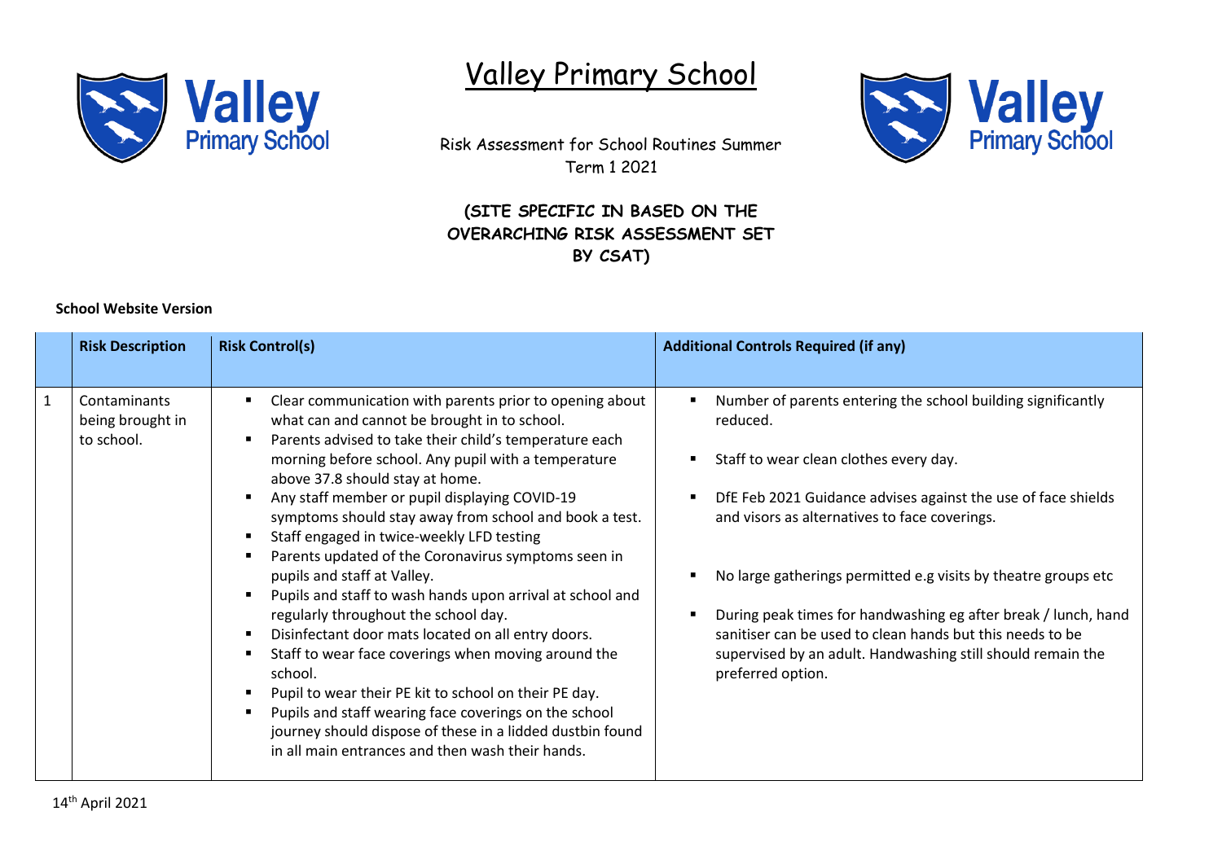# Valley Primary School

Risk Assessment for School Routines Summer Term 1 2021

**(SITE SPECIFIC IN BASED ON THE OVERARCHING RISK ASSESSMENT SET BY CSAT)**

**School Website Version**

| | **Risk Description** | **Risk Control(s)** | **Additional Controls Required (if any)** |
|---|---|---|---|
| 1 | Contaminants being brought in to school. | ▪ Clear communication with parents prior to opening about what can and cannot be brought in to school.<br>▪ Parents advised to take their child's temperature each morning before school. Any pupil with a temperature above 37.8 should stay at home.<br>▪ Any staff member or pupil displaying COVID-19 symptoms should stay away from school and book a test.<br>▪ Staff engaged in twice-weekly LFD testing<br>▪ Parents updated of the Coronavirus symptoms seen in pupils and staff at Valley.<br>▪ Pupils and staff to wash hands upon arrival at school and regularly throughout the school day.<br>▪ Disinfectant door mats located on all entry doors.<br>▪ Staff to wear face coverings when moving around the school.<br>▪ Pupil to wear their PE kit to school on their PE day.<br>▪ Pupils and staff wearing face coverings on the school journey should dispose of these in a lidded dustbin found in all main entrances and then wash their hands. | ▪ Number of parents entering the school building significantly reduced.<br>▪ Staff to wear clean clothes every day.<br>▪ DfE Feb 2021 Guidance advises against the use of face shields and visors as alternatives to face coverings.<br>▪ No large gatherings permitted e.g visits by theatre groups etc<br>▪ During peak times for handwashing eg after break / lunch, hand sanitiser can be used to clean hands but this needs to be supervised by an adult. Handwashing still should remain the preferred option. |

14th April 2021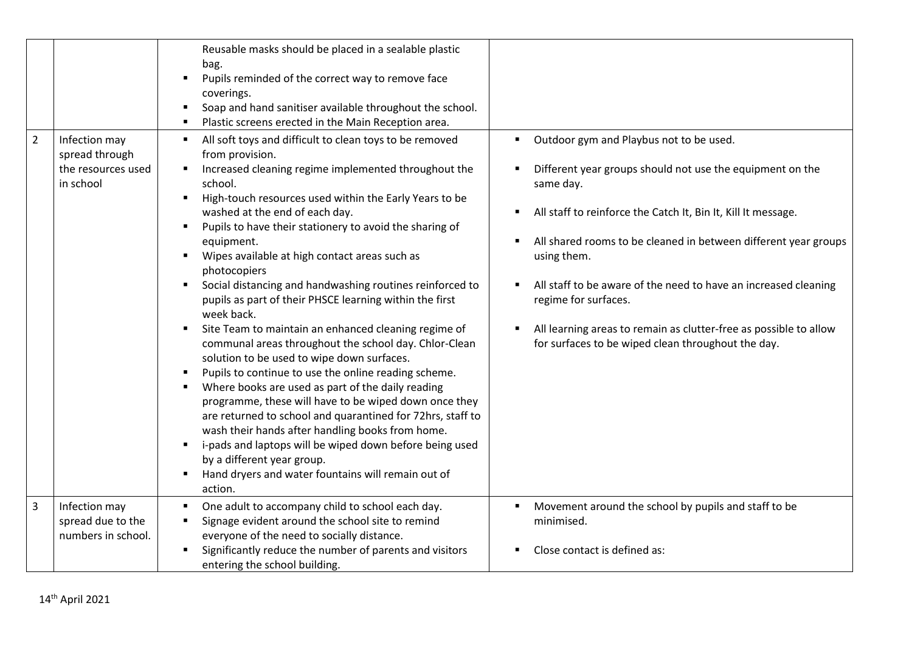|  |  |  |  |
|---|---|---|---|
|  |  | Reusable masks should be placed in a sealable plastic bag.<br>▪ Pupils reminded of the correct way to remove face coverings.<br>▪ Soap and hand sanitiser available throughout the school.<br>▪ Plastic screens erected in the Main Reception area. |  |
| 2 | Infection may spread through the resources used in school | ▪ All soft toys and difficult to clean toys to be removed from provision.<br>▪ Increased cleaning regime implemented throughout the school.<br>▪ High-touch resources used within the Early Years to be washed at the end of each day.<br>▪ Pupils to have their stationery to avoid the sharing of equipment.<br>▪ Wipes available at high contact areas such as photocopiers<br>▪ Social distancing and handwashing routines reinforced to pupils as part of their PHSCE learning within the first week back.<br>▪ Site Team to maintain an enhanced cleaning regime of communal areas throughout the school day. Chlor-Clean solution to be used to wipe down surfaces.<br>▪ Pupils to continue to use the online reading scheme.<br>▪ Where books are used as part of the daily reading programme, these will have to be wiped down once they are returned to school and quarantined for 72hrs, staff to wash their hands after handling books from home.<br>▪ i-pads and laptops will be wiped down before being used by a different year group.<br>▪ Hand dryers and water fountains will remain out of action. | ▪ Outdoor gym and Playbus not to be used.<br>▪ Different year groups should not use the equipment on the same day.<br>▪ All staff to reinforce the Catch It, Bin It, Kill It message.<br>▪ All shared rooms to be cleaned in between different year groups using them.<br>▪ All staff to be aware of the need to have an increased cleaning regime for surfaces.<br>▪ All learning areas to remain as clutter-free as possible to allow for surfaces to be wiped clean throughout the day. |
| 3 | Infection may spread due to the numbers in school. | ▪ One adult to accompany child to school each day.<br>▪ Signage evident around the school site to remind everyone of the need to socially distance.<br>▪ Significantly reduce the number of parents and visitors entering the school building. | ▪ Movement around the school by pupils and staff to be minimised.<br>▪ Close contact is defined as: |

14th April 2021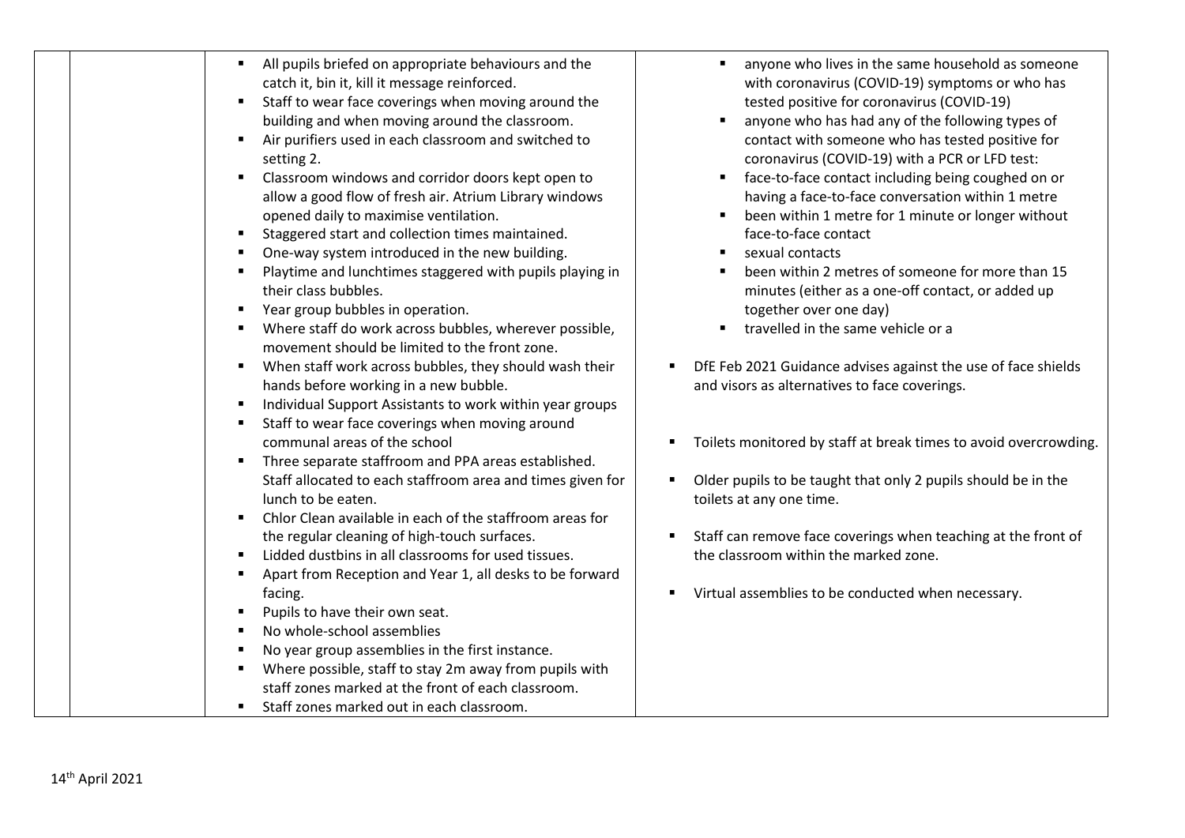| | | | |
|---|---|---|---|
| | | ▪ All pupils briefed on appropriate behaviours and the catch it, bin it, kill it message reinforced.<br>▪ Staff to wear face coverings when moving around the building and when moving around the classroom.<br>▪ Air purifiers used in each classroom and switched to setting 2.<br>▪ Classroom windows and corridor doors kept open to allow a good flow of fresh air. Atrium Library windows opened daily to maximise ventilation.<br>▪ Staggered start and collection times maintained.<br>▪ One-way system introduced in the new building.<br>▪ Playtime and lunchtimes staggered with pupils playing in their class bubbles.<br>▪ Year group bubbles in operation.<br>▪ Where staff do work across bubbles, wherever possible, movement should be limited to the front zone.<br>▪ When staff work across bubbles, they should wash their hands before working in a new bubble.<br>▪ Individual Support Assistants to work within year groups<br>▪ Staff to wear face coverings when moving around communal areas of the school<br>▪ Three separate staffroom and PPA areas established. Staff allocated to each staffroom area and times given for lunch to be eaten.<br>▪ Chlor Clean available in each of the staffroom areas for the regular cleaning of high-touch surfaces.<br>▪ Lidded dustbins in all classrooms for used tissues.<br>▪ Apart from Reception and Year 1, all desks to be forward facing.<br>▪ Pupils to have their own seat.<br>▪ No whole-school assemblies<br>▪ No year group assemblies in the first instance.<br>▪ Where possible, staff to stay 2m away from pupils with staff zones marked at the front of each classroom.<br>▪ Staff zones marked out in each classroom. | ▪ anyone who lives in the same household as someone with coronavirus (COVID-19) symptoms or who has tested positive for coronavirus (COVID-19)<br>▪ anyone who has had any of the following types of contact with someone who has tested positive for coronavirus (COVID-19) with a PCR or LFD test:<br>▪ face-to-face contact including being coughed on or having a face-to-face conversation within 1 metre<br>▪ been within 1 metre for 1 minute or longer without face-to-face contact<br>▪ sexual contacts<br>▪ been within 2 metres of someone for more than 15 minutes (either as a one-off contact, or added up together over one day)<br>▪ travelled in the same vehicle or a<br><br>▪ DfE Feb 2021 Guidance advises against the use of face shields and visors as alternatives to face coverings.<br><br>▪ Toilets monitored by staff at break times to avoid overcrowding.<br><br>▪ Older pupils to be taught that only 2 pupils should be in the toilets at any one time.<br><br>▪ Staff can remove face coverings when teaching at the front of the classroom within the marked zone.<br><br>▪ Virtual assemblies to be conducted when necessary. |

14th April 2021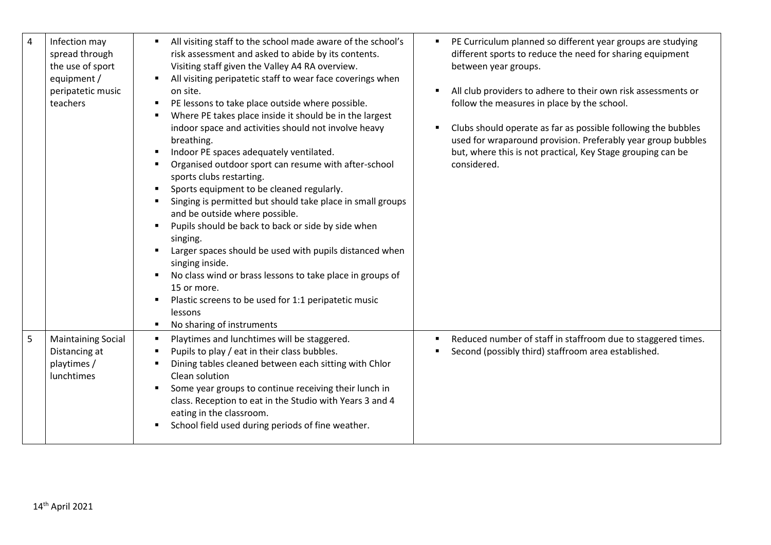| | | | |
|---|---|---|---|
| 4 | Infection may spread through the use of sport equipment / peripatetic music teachers | ▪ All visiting staff to the school made aware of the school's risk assessment and asked to abide by its contents. Visiting staff given the Valley A4 RA overview.<br>▪ All visiting peripatetic staff to wear face coverings when on site.<br>▪ PE lessons to take place outside where possible.<br>▪ Where PE takes place inside it should be in the largest indoor space and activities should not involve heavy breathing.<br>▪ Indoor PE spaces adequately ventilated.<br>▪ Organised outdoor sport can resume with after-school sports clubs restarting.<br>▪ Sports equipment to be cleaned regularly.<br>▪ Singing is permitted but should take place in small groups and be outside where possible.<br>▪ Pupils should be back to back or side by side when singing.<br>▪ Larger spaces should be used with pupils distanced when singing inside.<br>▪ No class wind or brass lessons to take place in groups of 15 or more.<br>▪ Plastic screens to be used for 1:1 peripatetic music lessons<br>▪ No sharing of instruments | ▪ PE Curriculum planned so different year groups are studying different sports to reduce the need for sharing equipment between year groups.<br>▪ All club providers to adhere to their own risk assessments or follow the measures in place by the school.<br>▪ Clubs should operate as far as possible following the bubbles used for wraparound provision. Preferably year group bubbles but, where this is not practical, Key Stage grouping can be considered. |
| 5 | Maintaining Social Distancing at playtimes / lunchtimes | ▪ Playtimes and lunchtimes will be staggered.<br>▪ Pupils to play / eat in their class bubbles.<br>▪ Dining tables cleaned between each sitting with Chlor Clean solution<br>▪ Some year groups to continue receiving their lunch in class. Reception to eat in the Studio with Years 3 and 4 eating in the classroom.<br>▪ School field used during periods of fine weather. | ▪ Reduced number of staff in staffroom due to staggered times.<br>▪ Second (possibly third) staffroom area established. |

14th April 2021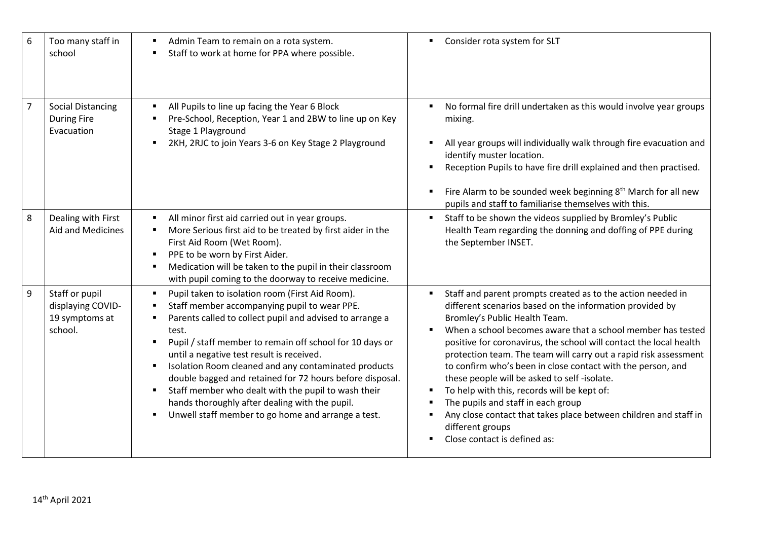| 6 | Too many staff in school | ▪ Admin Team to remain on a rota system.<br>▪ Staff to work at home for PPA where possible. | ▪ Consider rota system for SLT |
|---|---|---|---|
| 7 | Social Distancing During Fire Evacuation | ▪ All Pupils to line up facing the Year 6 Block<br>▪ Pre-School, Reception, Year 1 and 2BW to line up on Key Stage 1 Playground<br>▪ 2KH, 2RJC to join Years 3-6 on Key Stage 2 Playground | ▪ No formal fire drill undertaken as this would involve year groups mixing.<br>▪ All year groups will individually walk through fire evacuation and identify muster location.<br>▪ Reception Pupils to have fire drill explained and then practised.<br>▪ Fire Alarm to be sounded week beginning 8th March for all new pupils and staff to familiarise themselves with this. |
| 8 | Dealing with First Aid and Medicines | ▪ All minor first aid carried out in year groups.<br>▪ More Serious first aid to be treated by first aider in the First Aid Room (Wet Room).<br>▪ PPE to be worn by First Aider.<br>▪ Medication will be taken to the pupil in their classroom with pupil coming to the doorway to receive medicine. | ▪ Staff to be shown the videos supplied by Bromley's Public Health Team regarding the donning and doffing of PPE during the September INSET. |
| 9 | Staff or pupil displaying COVID-19 symptoms at school. | ▪ Pupil taken to isolation room (First Aid Room).<br>▪ Staff member accompanying pupil to wear PPE.<br>▪ Parents called to collect pupil and advised to arrange a test.<br>▪ Pupil / staff member to remain off school for 10 days or until a negative test result is received.<br>▪ Isolation Room cleaned and any contaminated products double bagged and retained for 72 hours before disposal.<br>▪ Staff member who dealt with the pupil to wash their hands thoroughly after dealing with the pupil.<br>▪ Unwell staff member to go home and arrange a test. | ▪ Staff and parent prompts created as to the action needed in different scenarios based on the information provided by Bromley's Public Health Team.<br>▪ When a school becomes aware that a school member has tested positive for coronavirus, the school will contact the local health protection team. The team will carry out a rapid risk assessment to confirm who's been in close contact with the person, and these people will be asked to self -isolate.<br>▪ To help with this, records will be kept of:<br>▪ The pupils and staff in each group<br>▪ Any close contact that takes place between children and staff in different groups<br>▪ Close contact is defined as: |

14th April 2021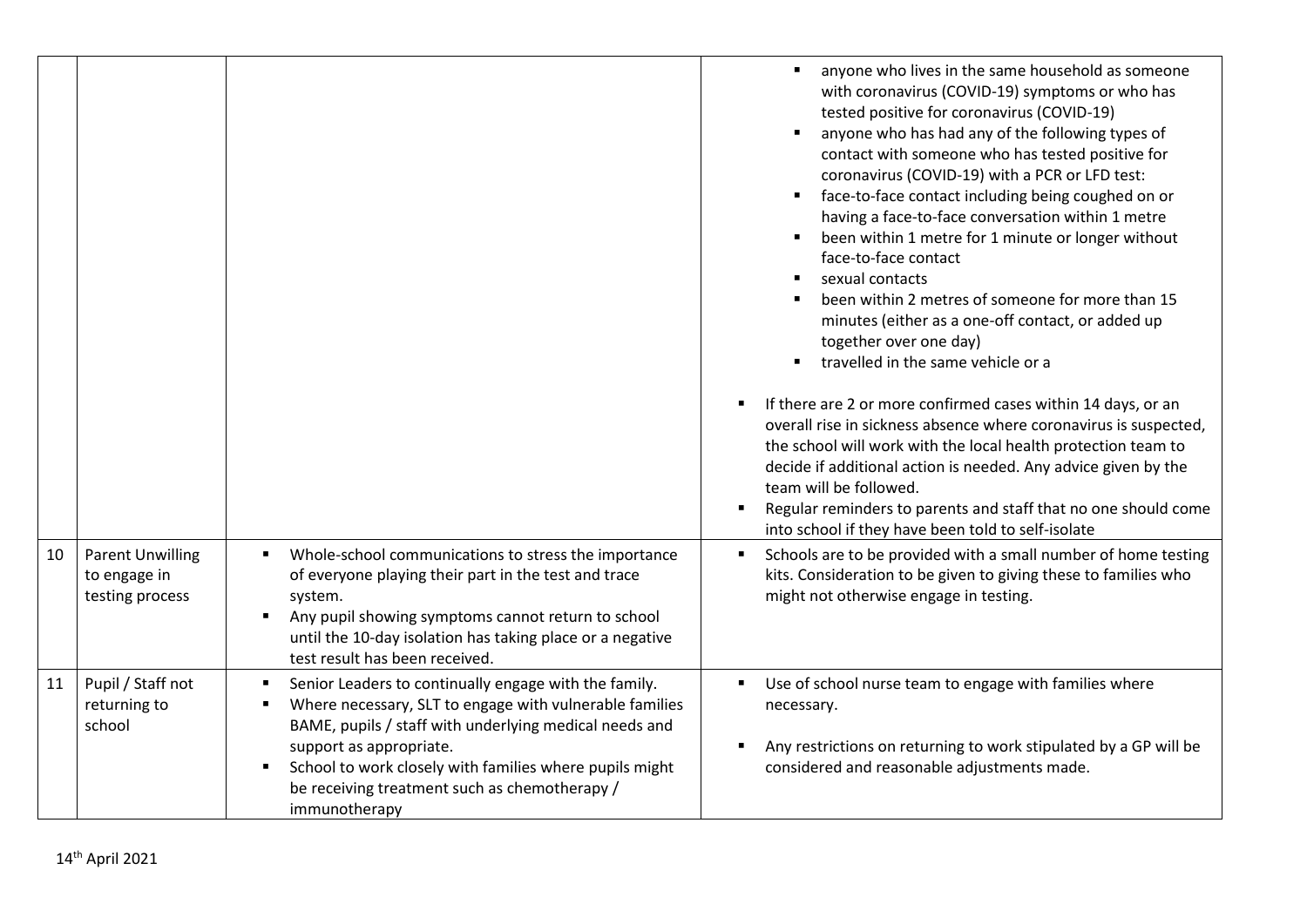| | | | |
|---|---|---|---|
| | | | ▪ anyone who lives in the same household as someone with coronavirus (COVID-19) symptoms or who has tested positive for coronavirus (COVID-19)<br>▪ anyone who has had any of the following types of contact with someone who has tested positive for coronavirus (COVID-19) with a PCR or LFD test:<br>▪ face-to-face contact including being coughed on or having a face-to-face conversation within 1 metre<br>▪ been within 1 metre for 1 minute or longer without face-to-face contact<br>▪ sexual contacts<br>▪ been within 2 metres of someone for more than 15 minutes (either as a one-off contact, or added up together over one day)<br>▪ travelled in the same vehicle or a<br><br>▪ If there are 2 or more confirmed cases within 14 days, or an overall rise in sickness absence where coronavirus is suspected, the school will work with the local health protection team to decide if additional action is needed. Any advice given by the team will be followed.<br>▪ Regular reminders to parents and staff that no one should come into school if they have been told to self-isolate |
| 10 | Parent Unwilling to engage in testing process | ▪ Whole-school communications to stress the importance of everyone playing their part in the test and trace system.<br>▪ Any pupil showing symptoms cannot return to school until the 10-day isolation has taking place or a negative test result has been received. | ▪ Schools are to be provided with a small number of home testing kits. Consideration to be given to giving these to families who might not otherwise engage in testing. |
| 11 | Pupil / Staff not returning to school | ▪ Senior Leaders to continually engage with the family.<br>▪ Where necessary, SLT to engage with vulnerable families BAME, pupils / staff with underlying medical needs and support as appropriate.<br>▪ School to work closely with families where pupils might be receiving treatment such as chemotherapy / immunotherapy | ▪ Use of school nurse team to engage with families where necessary.<br><br>▪ Any restrictions on returning to work stipulated by a GP will be considered and reasonable adjustments made. |

14th April 2021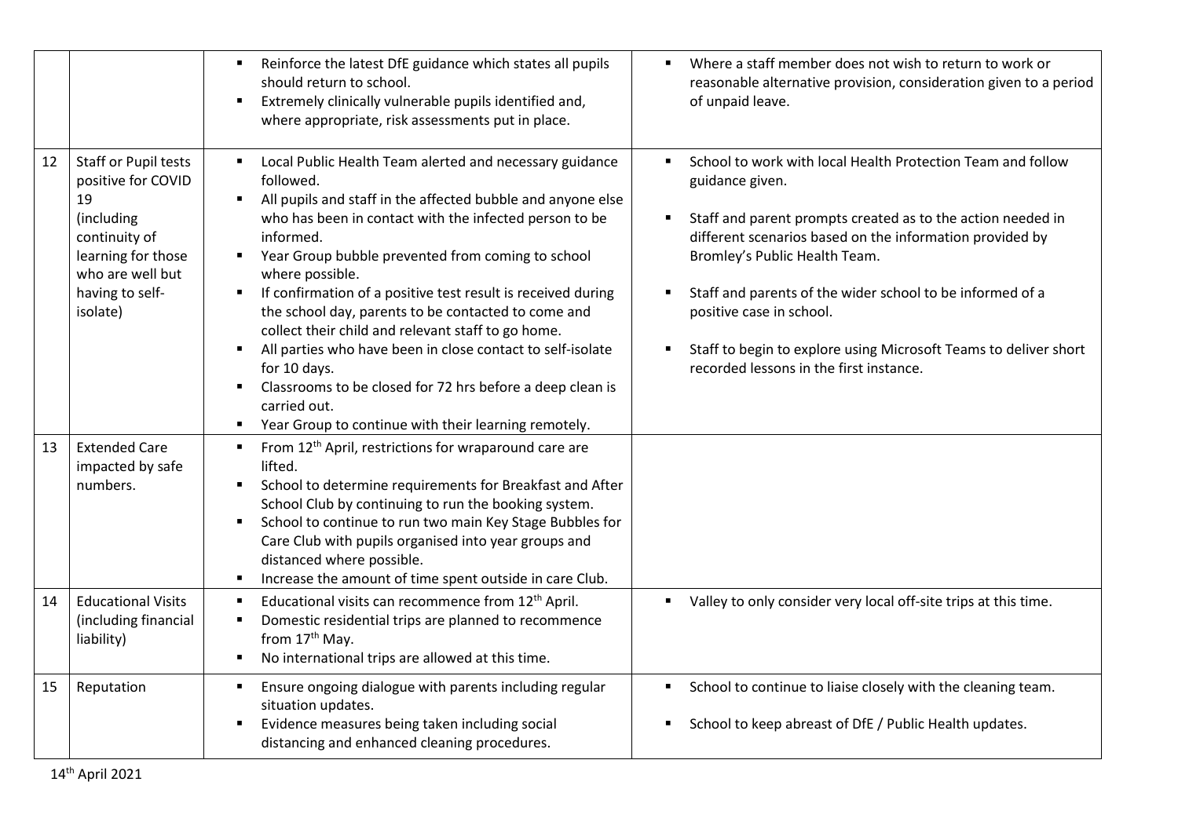| | | | |
|---|---|---|---|
| | | ▪ Reinforce the latest DfE guidance which states all pupils should return to school.<br>▪ Extremely clinically vulnerable pupils identified and, where appropriate, risk assessments put in place. | ▪ Where a staff member does not wish to return to work or reasonable alternative provision, consideration given to a period of unpaid leave. |
| 12 | Staff or Pupil tests positive for COVID 19 (including continuity of learning for those who are well but having to self-isolate) | ▪ Local Public Health Team alerted and necessary guidance followed.<br>▪ All pupils and staff in the affected bubble and anyone else who has been in contact with the infected person to be informed.<br>▪ Year Group bubble prevented from coming to school where possible.<br>▪ If confirmation of a positive test result is received during the school day, parents to be contacted to come and collect their child and relevant staff to go home.<br>▪ All parties who have been in close contact to self-isolate for 10 days.<br>▪ Classrooms to be closed for 72 hrs before a deep clean is carried out.<br>▪ Year Group to continue with their learning remotely. | ▪ School to work with local Health Protection Team and follow guidance given.<br>▪ Staff and parent prompts created as to the action needed in different scenarios based on the information provided by Bromley's Public Health Team.<br>▪ Staff and parents of the wider school to be informed of a positive case in school.<br>▪ Staff to begin to explore using Microsoft Teams to deliver short recorded lessons in the first instance. |
| 13 | Extended Care impacted by safe numbers. | ▪ From 12th April, restrictions for wraparound care are lifted.<br>▪ School to determine requirements for Breakfast and After School Club by continuing to run the booking system.<br>▪ School to continue to run two main Key Stage Bubbles for Care Club with pupils organised into year groups and distanced where possible.<br>▪ Increase the amount of time spent outside in care Club. | |
| 14 | Educational Visits (including financial liability) | ▪ Educational visits can recommence from 12th April.<br>▪ Domestic residential trips are planned to recommence from 17th May.<br>▪ No international trips are allowed at this time. | ▪ Valley to only consider very local off-site trips at this time. |
| 15 | Reputation | ▪ Ensure ongoing dialogue with parents including regular situation updates.<br>▪ Evidence measures being taken including social distancing and enhanced cleaning procedures. | ▪ School to continue to liaise closely with the cleaning team.<br>▪ School to keep abreast of DfE / Public Health updates. |

14th April 2021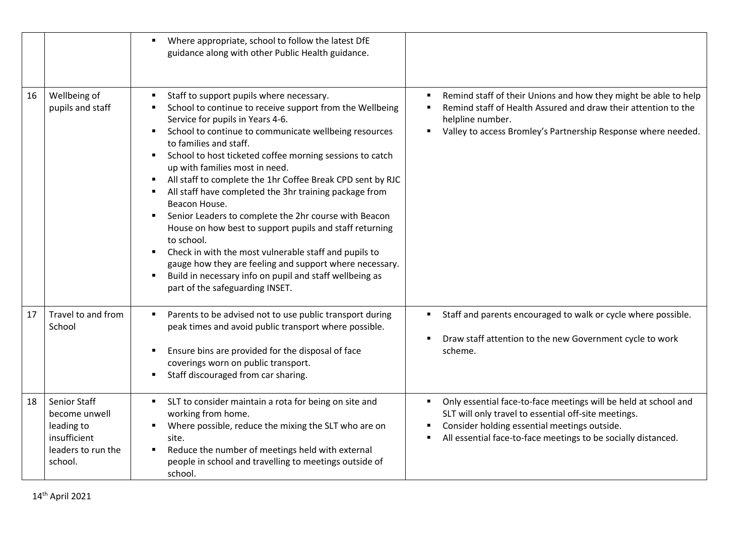|  |  |  |  |
|---|---|---|---|
|  |  | ▪ Where appropriate, school to follow the latest DfE guidance along with other Public Health guidance. |  |
| 16 | Wellbeing of pupils and staff | ▪ Staff to support pupils where necessary.<br>▪ School to continue to receive support from the Wellbeing Service for pupils in Years 4-6.<br>▪ School to continue to communicate wellbeing resources to families and staff.<br>▪ School to host ticketed coffee morning sessions to catch up with families most in need.<br>▪ All staff to complete the 1hr Coffee Break CPD sent by RJC<br>▪ All staff have completed the 3hr training package from Beacon House.<br>▪ Senior Leaders to complete the 2hr course with Beacon House on how best to support pupils and staff returning to school.<br>▪ Check in with the most vulnerable staff and pupils to gauge how they are feeling and support where necessary.<br>▪ Build in necessary info on pupil and staff wellbeing as part of the safeguarding INSET. | ▪ Remind staff of their Unions and how they might be able to help<br>▪ Remind staff of Health Assured and draw their attention to the helpline number.<br>▪ Valley to access Bromley's Partnership Response where needed. |
| 17 | Travel to and from School | ▪ Parents to be advised not to use public transport during peak times and avoid public transport where possible.<br>▪ Ensure bins are provided for the disposal of face coverings worn on public transport.<br>▪ Staff discouraged from car sharing. | ▪ Staff and parents encouraged to walk or cycle where possible.<br>▪ Draw staff attention to the new Government cycle to work scheme. |
| 18 | Senior Staff become unwell leading to insufficient leaders to run the school. | ▪ SLT to consider maintain a rota for being on site and working from home.<br>▪ Where possible, reduce the mixing the SLT who are on site.<br>▪ Reduce the number of meetings held with external people in school and travelling to meetings outside of school. | ▪ Only essential face-to-face meetings will be held at school and SLT will only travel to essential off-site meetings.<br>▪ Consider holding essential meetings outside.<br>▪ All essential face-to-face meetings to be socially distanced. |

14th April 2021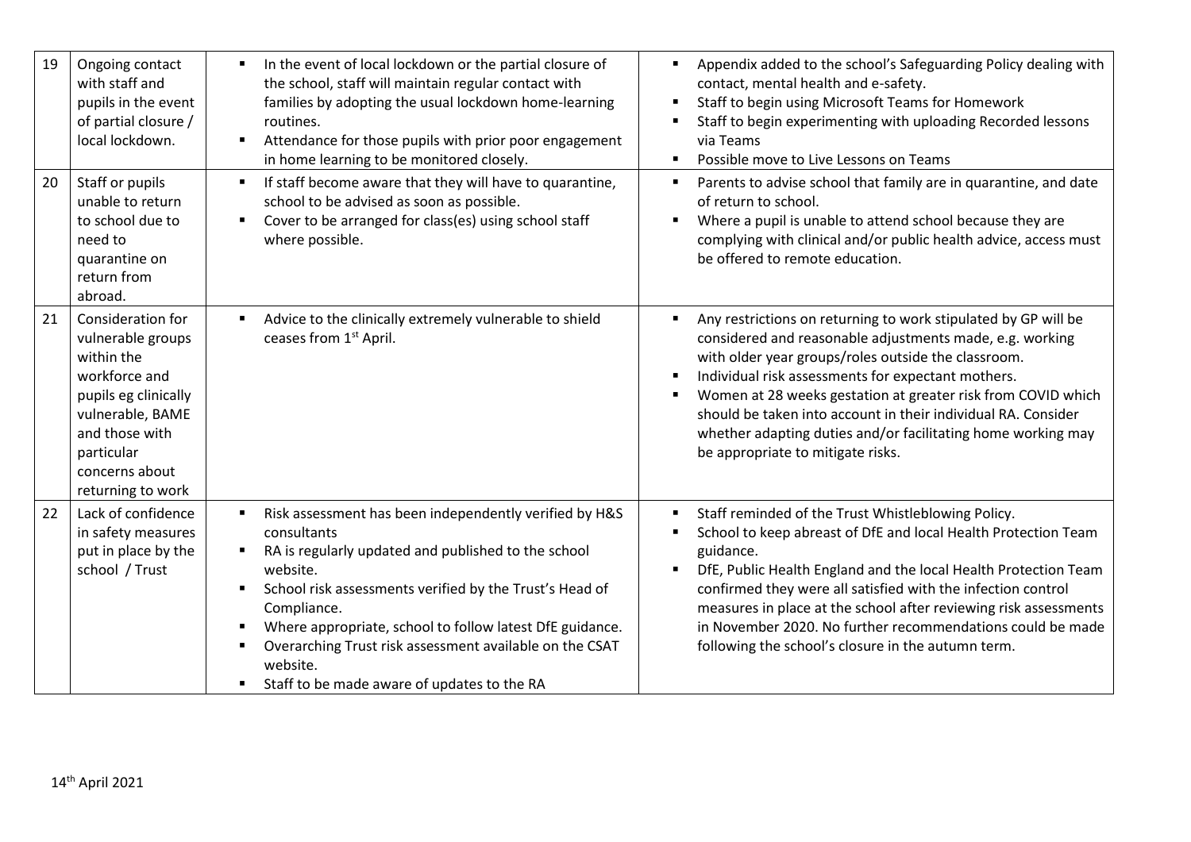| 19 | Ongoing contact with staff and pupils in the event of partial closure / local lockdown. | ▪ In the event of local lockdown or the partial closure of the school, staff will maintain regular contact with families by adopting the usual lockdown home-learning routines.<br>▪ Attendance for those pupils with prior poor engagement in home learning to be monitored closely. | ▪ Appendix added to the school's Safeguarding Policy dealing with contact, mental health and e-safety.<br>▪ Staff to begin using Microsoft Teams for Homework<br>▪ Staff to begin experimenting with uploading Recorded lessons via Teams<br>▪ Possible move to Live Lessons on Teams |
|---|---|---|---|
| 20 | Staff or pupils unable to return to school due to need to quarantine on return from abroad. | ▪ If staff become aware that they will have to quarantine, school to be advised as soon as possible.<br>▪ Cover to be arranged for class(es) using school staff where possible. | ▪ Parents to advise school that family are in quarantine, and date of return to school.<br>▪ Where a pupil is unable to attend school because they are complying with clinical and/or public health advice, access must be offered to remote education. |
| 21 | Consideration for vulnerable groups within the workforce and pupils eg clinically vulnerable, BAME and those with particular concerns about returning to work | ▪ Advice to the clinically extremely vulnerable to shield ceases from 1st April. | ▪ Any restrictions on returning to work stipulated by GP will be considered and reasonable adjustments made, e.g. working with older year groups/roles outside the classroom.<br>▪ Individual risk assessments for expectant mothers.<br>▪ Women at 28 weeks gestation at greater risk from COVID which should be taken into account in their individual RA. Consider whether adapting duties and/or facilitating home working may be appropriate to mitigate risks. |
| 22 | Lack of confidence in safety measures put in place by the school / Trust | ▪ Risk assessment has been independently verified by H&S consultants<br>▪ RA is regularly updated and published to the school website.<br>▪ School risk assessments verified by the Trust's Head of Compliance.<br>▪ Where appropriate, school to follow latest DfE guidance.<br>▪ Overarching Trust risk assessment available on the CSAT website.<br>▪ Staff to be made aware of updates to the RA | ▪ Staff reminded of the Trust Whistleblowing Policy.<br>▪ School to keep abreast of DfE and local Health Protection Team guidance.<br>▪ DfE, Public Health England and the local Health Protection Team confirmed they were all satisfied with the infection control measures in place at the school after reviewing risk assessments in November 2020. No further recommendations could be made following the school's closure in the autumn term. |

14th April 2021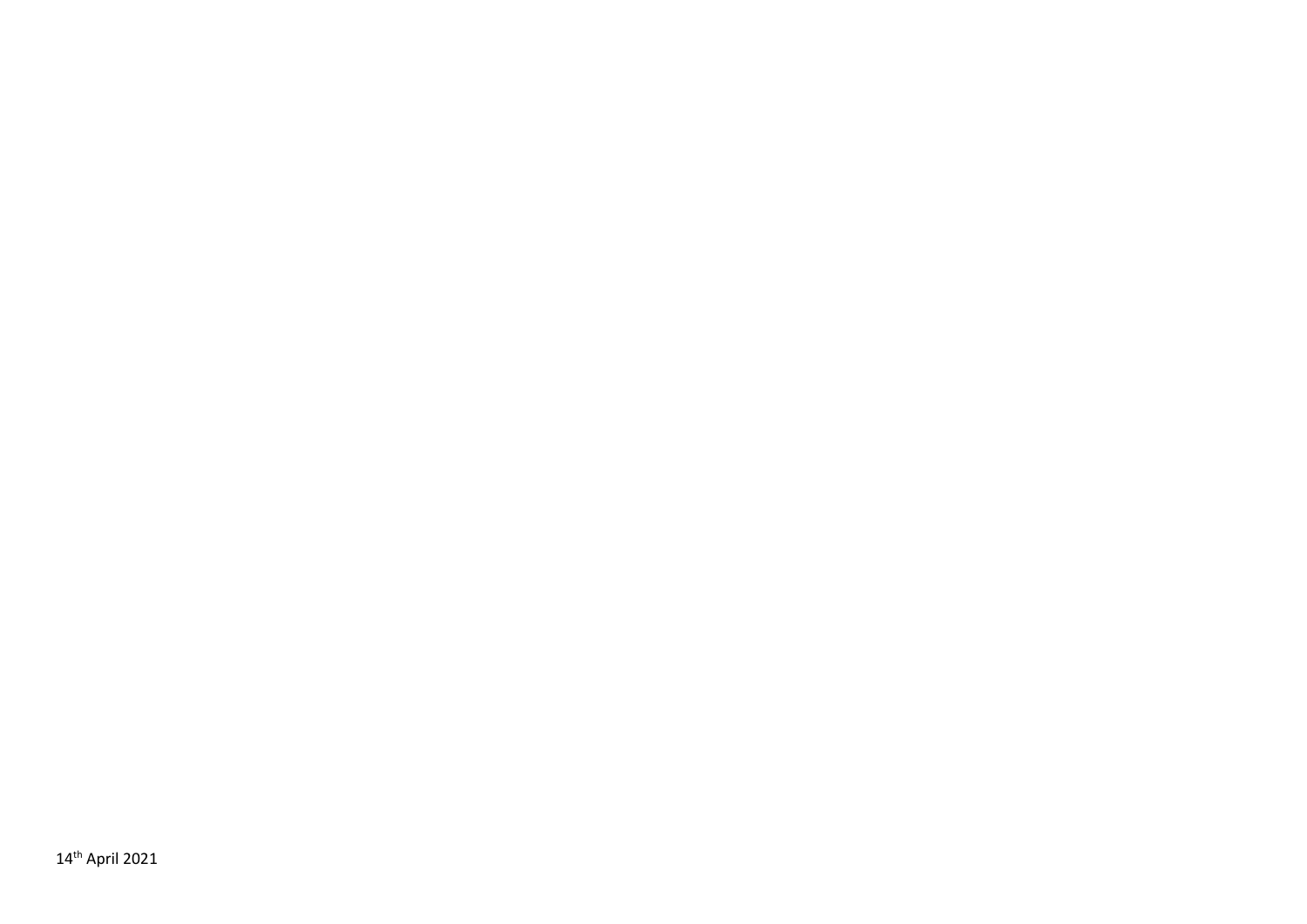14th April 2021